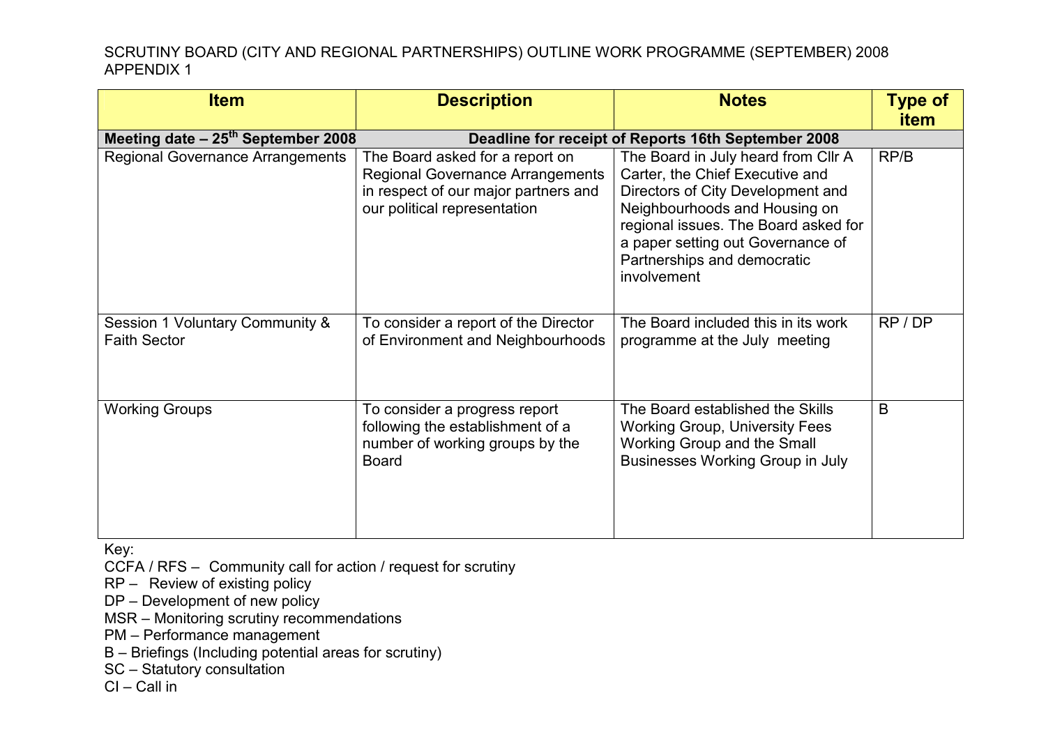SCRUTINY BOARD (CITY AND REGIONAL PARTNERSHIPS) OUTLINE WORK PROGRAMME (SEPTEMBER) 2008
APPENDIX 1

| Item | Description | Notes | Type of item |
|---|---|---|---|
| **Meeting date – 25th September 2008** | **Deadline for receipt of Reports 16th September 2008** | | |
| Regional Governance Arrangements | The Board asked for a report on Regional Governance Arrangements in respect of our major partners and our political representation | The Board in July heard from Cllr A Carter, the Chief Executive and Directors of City Development and Neighbourhoods and Housing on regional issues. The Board asked for a paper setting out Governance of Partnerships and democratic involvement | RP/B |
| Session 1 Voluntary Community & Faith Sector | To consider a report of the Director of Environment and Neighbourhoods | The Board included this in its work programme at the July meeting | RP / DP |
| Working Groups | To consider a progress report following the establishment of a number of working groups by the Board | The Board established the Skills Working Group, University Fees Working Group and the Small Businesses Working Group in July | B |

Key:
CCFA / RFS – Community call for action / request for scrutiny
RP – Review of existing policy
DP – Development of new policy
MSR – Monitoring scrutiny recommendations
PM – Performance management
B – Briefings (Including potential areas for scrutiny)
SC – Statutory consultation
CI – Call in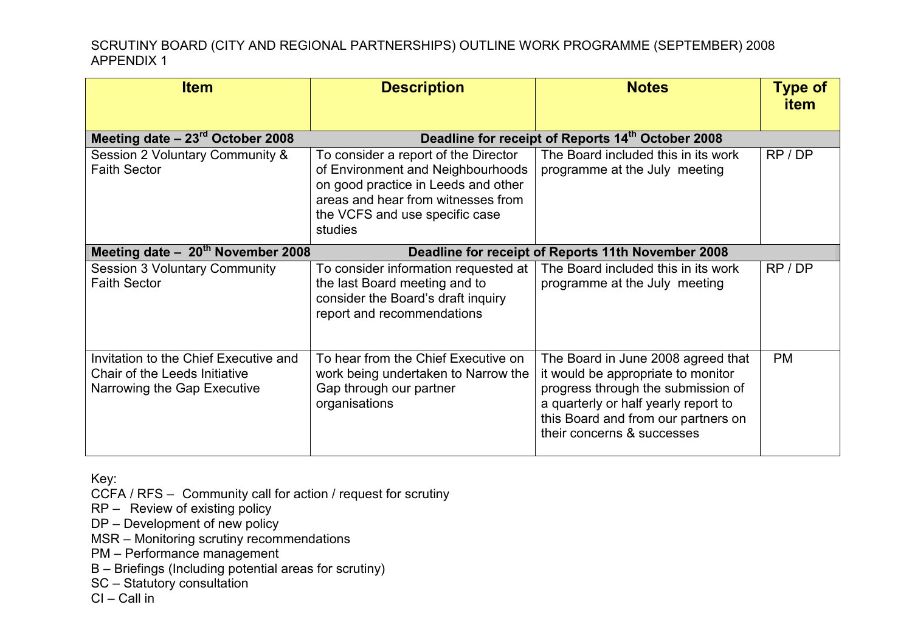SCRUTINY BOARD (CITY AND REGIONAL PARTNERSHIPS) OUTLINE WORK PROGRAMME (SEPTEMBER) 2008
APPENDIX 1

| Item | Description | Notes | Type of item |
|---|---|---|---|
| **Meeting date – 23rd October 2008** | **Deadline for receipt of Reports 14th October 2008** | | |
| Session 2 Voluntary Community & Faith Sector | To consider a report of the Director of Environment and Neighbourhoods on good practice in Leeds and other areas and hear from witnesses from the VCFS and use specific case studies | The Board included this in its work programme at the July meeting | RP / DP |
| **Meeting date – 20th November 2008** | **Deadline for receipt of Reports 11th November 2008** | | |
| Session 3 Voluntary Community Faith Sector | To consider information requested at the last Board meeting and to consider the Board's draft inquiry report and recommendations | The Board included this in its work programme at the July meeting | RP / DP |
| Invitation to the Chief Executive and Chair of the Leeds Initiative Narrowing the Gap Executive | To hear from the Chief Executive on work being undertaken to Narrow the Gap through our partner organisations | The Board in June 2008 agreed that it would be appropriate to monitor progress through the submission of a quarterly or half yearly report to this Board and from our partners on their concerns & successes | PM |

Key:
CCFA / RFS – Community call for action / request for scrutiny
RP – Review of existing policy
DP – Development of new policy
MSR – Monitoring scrutiny recommendations
PM – Performance management
B – Briefings (Including potential areas for scrutiny)
SC – Statutory consultation
CI – Call in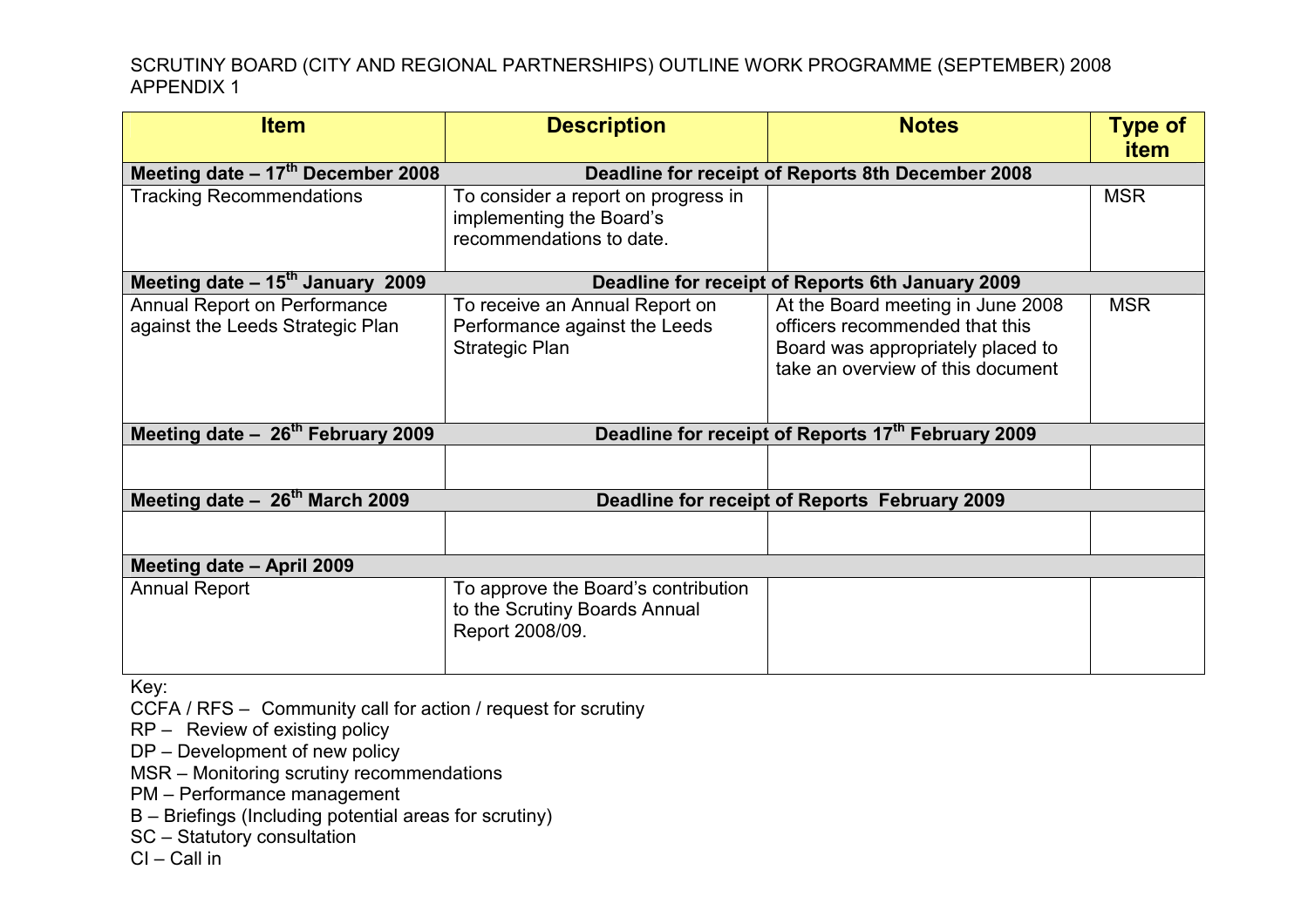SCRUTINY BOARD (CITY AND REGIONAL PARTNERSHIPS) OUTLINE WORK PROGRAMME (SEPTEMBER) 2008
APPENDIX 1

| Item | Description | Notes | Type of item |
|---|---|---|---|
| **Meeting date – 17th December 2008** | **Deadline for receipt of Reports 8th December 2008** | | |
| Tracking Recommendations | To consider a report on progress in implementing the Board's recommendations to date. | | MSR |
| **Meeting date – 15th January 2009** | **Deadline for receipt of Reports 6th January 2009** | | |
| Annual Report on Performance against the Leeds Strategic Plan | To receive an Annual Report on Performance against the Leeds Strategic Plan | At the Board meeting in June 2008 officers recommended that this Board was appropriately placed to take an overview of this document | MSR |
| **Meeting date – 26th February 2009** | **Deadline for receipt of Reports 17th February 2009** | | |
| | | | |
| **Meeting date – 26th March 2009** | **Deadline for receipt of Reports February 2009** | | |
| | | | |
| **Meeting date – April 2009** | | | |
| Annual Report | To approve the Board's contribution to the Scrutiny Boards Annual Report 2008/09. | | |

Key:

CCFA / RFS – Community call for action / request for scrutiny
RP – Review of existing policy
DP – Development of new policy
MSR – Monitoring scrutiny recommendations
PM – Performance management
B – Briefings (Including potential areas for scrutiny)
SC – Statutory consultation
CI – Call in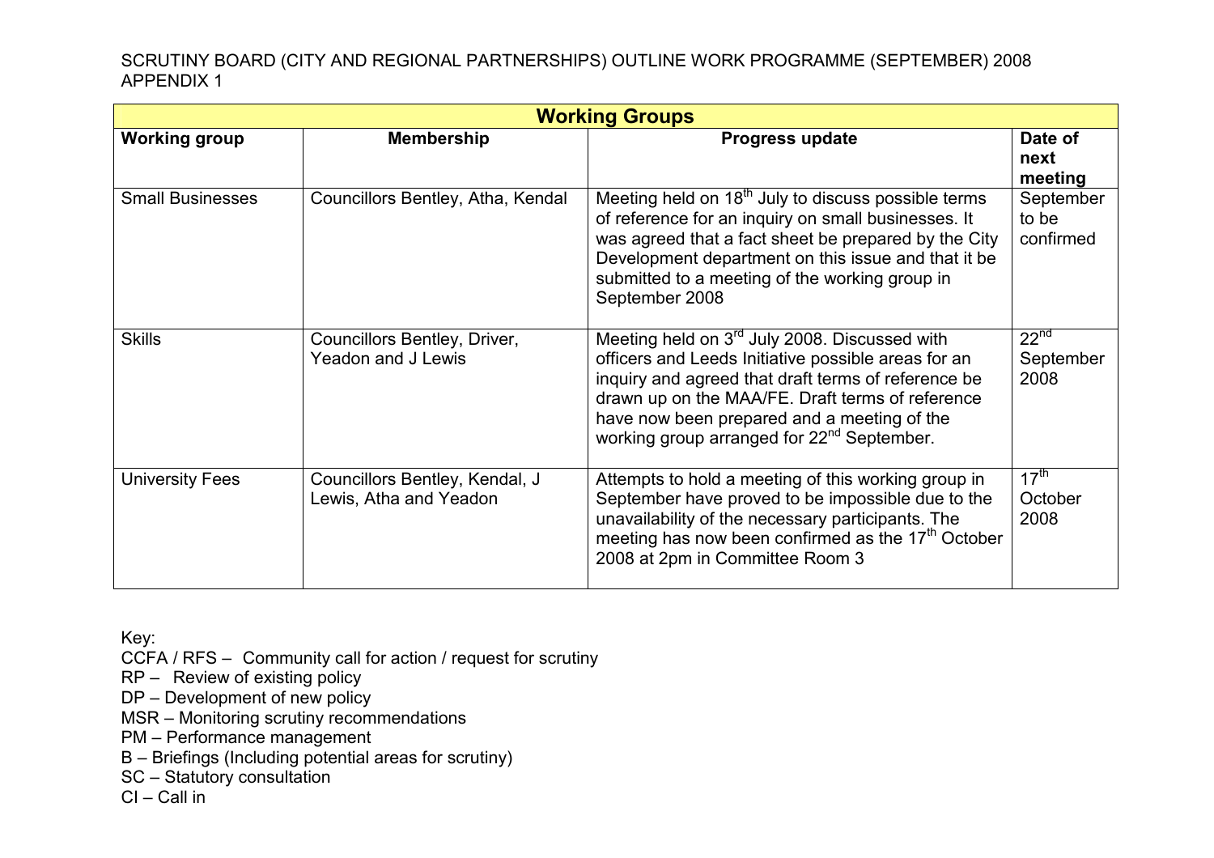SCRUTINY BOARD (CITY AND REGIONAL PARTNERSHIPS) OUTLINE WORK PROGRAMME (SEPTEMBER) 2008
APPENDIX 1

| **Working Groups** | | | |
|---|---|---|---|
| **Working group** | **Membership** | **Progress update** | **Date of next meeting** |
| Small Businesses | Councillors Bentley, Atha, Kendal | Meeting held on 18th July to discuss possible terms of reference for an inquiry on small businesses. It was agreed that a fact sheet be prepared by the City Development department on this issue and that it be submitted to a meeting of the working group in September 2008 | September to be confirmed |
| Skills | Councillors Bentley, Driver, Yeadon and J Lewis | Meeting held on 3rd July 2008. Discussed with officers and Leeds Initiative possible areas for an inquiry and agreed that draft terms of reference be drawn up on the MAA/FE. Draft terms of reference have now been prepared and a meeting of the working group arranged for 22nd September. | 22nd September 2008 |
| University Fees | Councillors Bentley, Kendal, J Lewis, Atha and Yeadon | Attempts to hold a meeting of this working group in September have proved to be impossible due to the unavailability of the necessary participants. The meeting has now been confirmed as the 17th October 2008 at 2pm in Committee Room 3 | 17th October 2008 |

Key:
CCFA / RFS – Community call for action / request for scrutiny
RP – Review of existing policy
DP – Development of new policy
MSR – Monitoring scrutiny recommendations
PM – Performance management
B – Briefings (Including potential areas for scrutiny)
SC – Statutory consultation
CI – Call in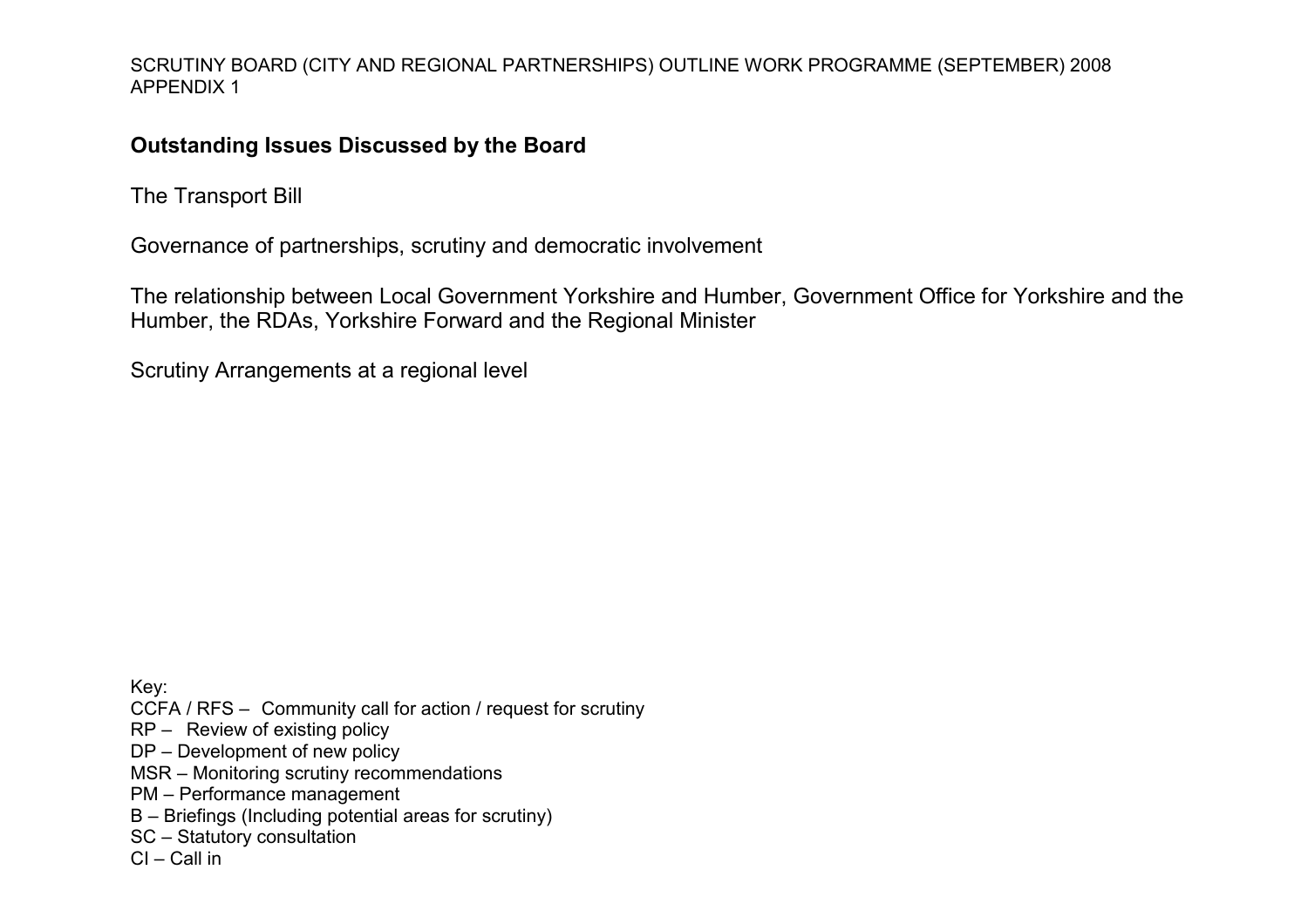## Outstanding Issues Discussed by the Board

The Transport Bill

Governance of partnerships, scrutiny and democratic involvement

The relationship between Local Government Yorkshire and Humber, Government Office for Yorkshire and the Humber, the RDAs, Yorkshire Forward and the Regional Minister

Scrutiny Arrangements at a regional level

Key:
CCFA / RFS – Community call for action / request for scrutiny
RP – Review of existing policy
DP – Development of new policy
MSR – Monitoring scrutiny recommendations
PM – Performance management
B – Briefings (Including potential areas for scrutiny)
SC – Statutory consultation
CI – Call in